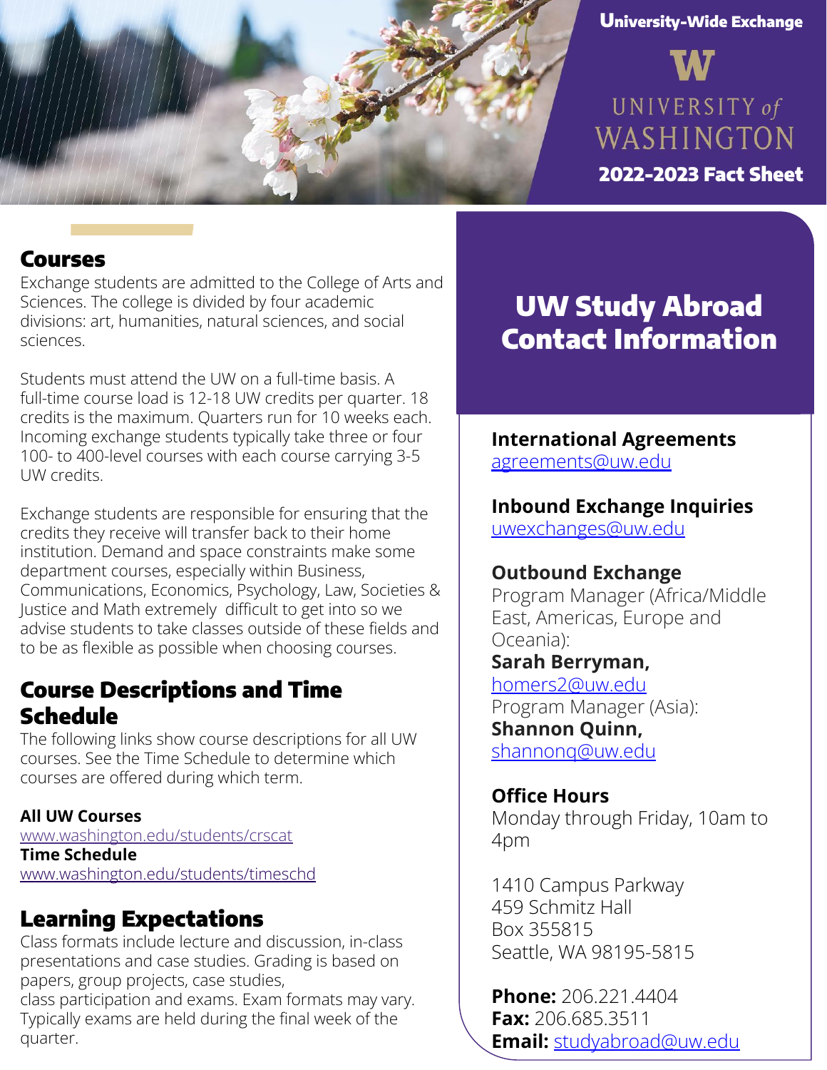University-Wide Exchange

UNIVERSITY of WASHINGTON

**2022-2023 Fact Sheet**

## Courses

Exchange students are admitted to the College of Arts and Sciences. The college is divided by four academic divisions: art, humanities, natural sciences, and social sciences.

Students must attend the UW on a full-time basis. A full-time course load is 12-18 UW credits per quarter. 18 credits is the maximum. Quarters run for 10 weeks each. Incoming exchange students typically take three or four 100- to 400-level courses with each course carrying 3-5 UW credits.

Exchange students are responsible for ensuring that the credits they receive will transfer back to their home institution. Demand and space constraints make some department courses, especially within Business, Communications, Economics, Psychology, Law, Societies & Justice and Math extremely difficult to get into so we advise students to take classes outside of these fields and to be as flexible as possible when choosing courses.

## Course Descriptions and Time Schedule

The following links show course descriptions for all UW courses. See the Time Schedule to determine which courses are offered during which term.

**All UW Courses**
www.washington.edu/students/crscat
**Time Schedule**
www.washington.edu/students/timeschd

## Learning Expectations

Class formats include lecture and discussion, in-class presentations and case studies. Grading is based on papers, group projects, case studies, class participation and exams. Exam formats may vary. Typically exams are held during the final week of the quarter.

## UW Study Abroad Contact Information

**International Agreements**
agreements@uw.edu

**Inbound Exchange Inquiries**
uwexchanges@uw.edu

**Outbound Exchange**
Program Manager (Africa/Middle East, Americas, Europe and Oceania):
**Sarah Berryman,**
homers2@uw.edu
Program Manager (Asia):
**Shannon Quinn,**
shannonq@uw.edu

**Office Hours**
Monday through Friday, 10am to 4pm

1410 Campus Parkway
459 Schmitz Hall
Box 355815
Seattle, WA 98195-5815

**Phone:** 206.221.4404
**Fax:** 206.685.3511
**Email:** studyabroad@uw.edu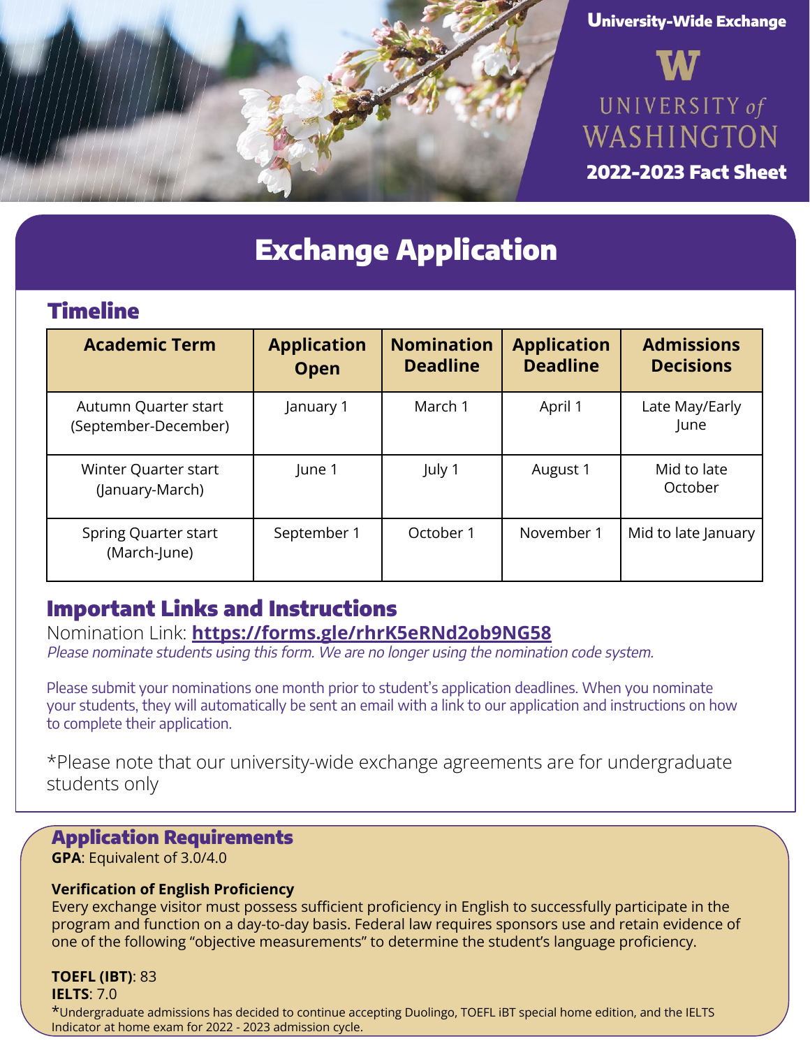University-Wide Exchange

UNIVERSITY of WASHINGTON

2022-2023 Fact Sheet

# Exchange Application

## Timeline

| Academic Term | Application Open | Nomination Deadline | Application Deadline | Admissions Decisions |
|---|---|---|---|---|
| Autumn Quarter start (September-December) | January 1 | March 1 | April 1 | Late May/Early June |
| Winter Quarter start (January-March) | June 1 | July 1 | August 1 | Mid to late October |
| Spring Quarter start (March-June) | September 1 | October 1 | November 1 | Mid to late January |

## Important Links and Instructions

Nomination Link: **https://forms.gle/rhrK5eRNd2ob9NG58**

*Please nominate students using this form. We are no longer using the nomination code system.*

Please submit your nominations one month prior to student's application deadlines. When you nominate your students, they will automatically be sent an email with a link to our application and instructions on how to complete their application.

*Please note that our university-wide exchange agreements are for undergraduate students only

## Application Requirements

**GPA**: Equivalent of 3.0/4.0

**Verification of English Proficiency**

Every exchange visitor must possess sufficient proficiency in English to successfully participate in the program and function on a day-to-day basis. Federal law requires sponsors use and retain evidence of one of the following "objective measurements" to determine the student's language proficiency.

**TOEFL (IBT)**: 83

**IELTS**: 7.0

*Undergraduate admissions has decided to continue accepting Duolingo, TOEFL iBT special home edition, and the IELTS Indicator at home exam for 2022 - 2023 admission cycle.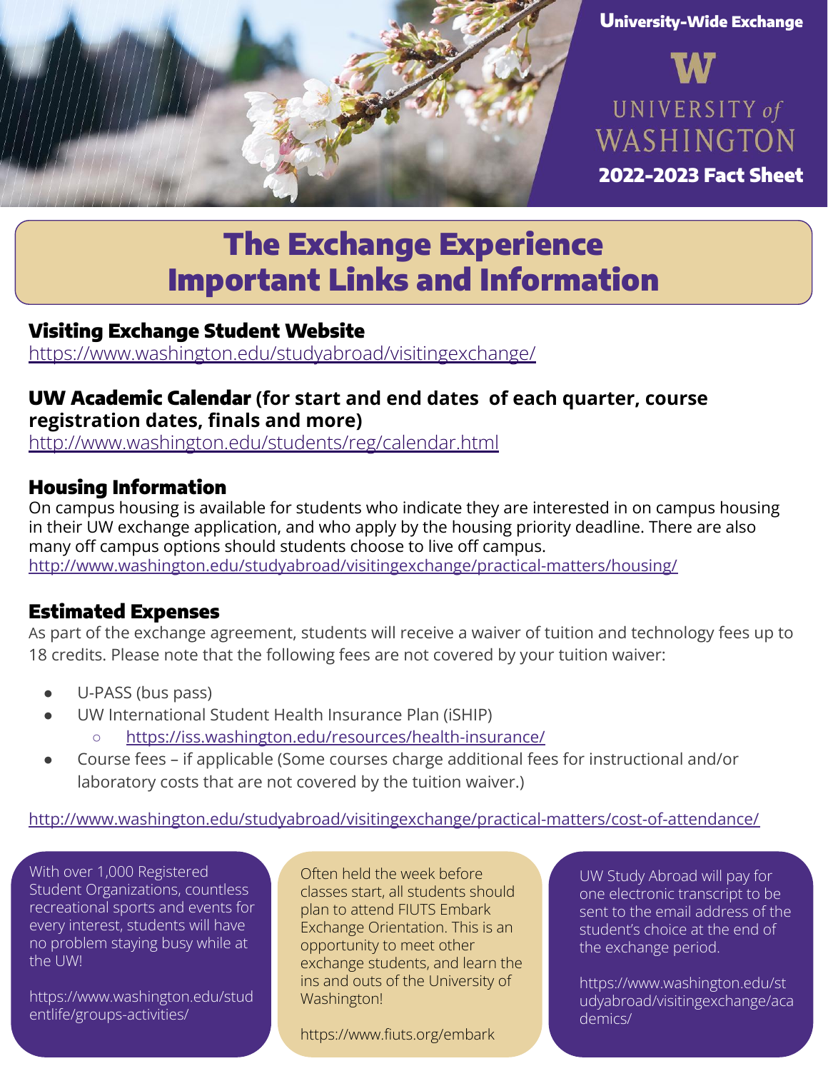University-Wide Exchange

UNIVERSITY of WASHINGTON

2022-2023 Fact Sheet

# The Exchange Experience
# Important Links and Information

## Visiting Exchange Student Website

https://www.washington.edu/studyabroad/visitingexchange/

## UW Academic Calendar (for start and end dates of each quarter, course registration dates, finals and more)

http://www.washington.edu/students/reg/calendar.html

## Housing Information

On campus housing is available for students who indicate they are interested in on campus housing in their UW exchange application, and who apply by the housing priority deadline. There are also many off campus options should students choose to live off campus.

http://www.washington.edu/studyabroad/visitingexchange/practical-matters/housing/

## Estimated Expenses

As part of the exchange agreement, students will receive a waiver of tuition and technology fees up to 18 credits. Please note that the following fees are not covered by your tuition waiver:

- U-PASS (bus pass)
- UW International Student Health Insurance Plan (iSHIP)
  - https://iss.washington.edu/resources/health-insurance/
- Course fees – if applicable (Some courses charge additional fees for instructional and/or laboratory costs that are not covered by the tuition waiver.)

http://www.washington.edu/studyabroad/visitingexchange/practical-matters/cost-of-attendance/

With over 1,000 Registered Student Organizations, countless recreational sports and events for every interest, students will have no problem staying busy while at the UW!

https://www.washington.edu/studentlife/groups-activities/

Often held the week before classes start, all students should plan to attend FIUTS Embark Exchange Orientation. This is an opportunity to meet other exchange students, and learn the ins and outs of the University of Washington!

https://www.fiuts.org/embark

UW Study Abroad will pay for one electronic transcript to be sent to the email address of the student's choice at the end of the exchange period.

https://www.washington.edu/studyabroad/visitingexchange/academics/